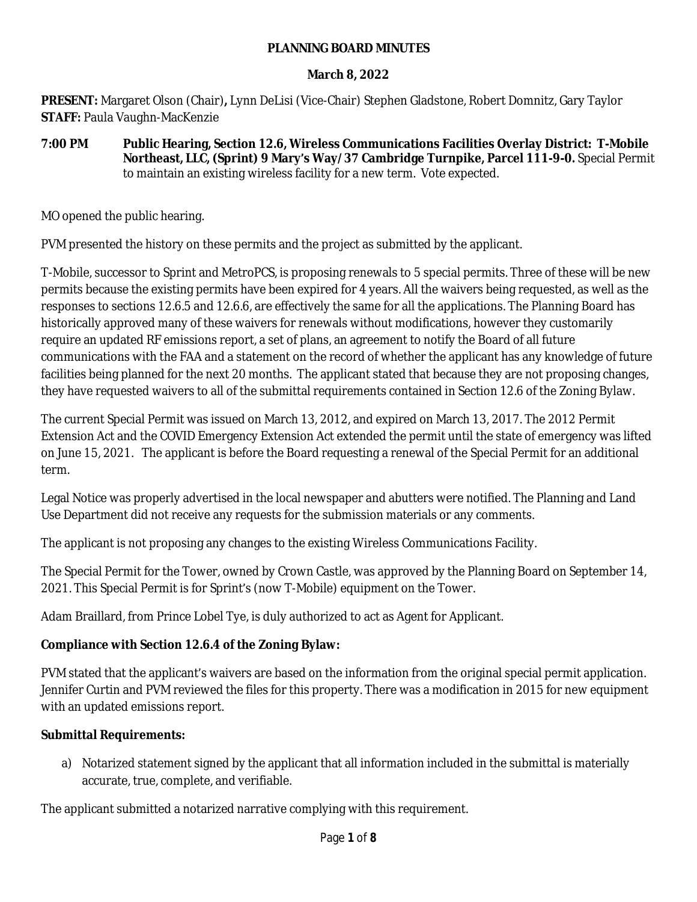**PLANNING BOARD MINUTES**

**March 8, 2022**

**PRESENT:** Margaret Olson (Chair)**,** Lynn DeLisi (Vice-Chair) Stephen Gladstone, Robert Domnitz, Gary Taylor
**STAFF:** Paula Vaughn-MacKenzie

**7:00 PM** **Public Hearing, Section 12.6, Wireless Communications Facilities Overlay District: T-Mobile Northeast, LLC, (Sprint) 9 Mary's Way/37 Cambridge Turnpike, Parcel 111-9-0.** Special Permit to maintain an existing wireless facility for a new term. Vote expected.

MO opened the public hearing.

PVM presented the history on these permits and the project as submitted by the applicant.

T-Mobile, successor to Sprint and MetroPCS, is proposing renewals to 5 special permits. Three of these will be new permits because the existing permits have been expired for 4 years. All the waivers being requested, as well as the responses to sections 12.6.5 and 12.6.6, are effectively the same for all the applications. The Planning Board has historically approved many of these waivers for renewals without modifications, however they customarily require an updated RF emissions report, a set of plans, an agreement to notify the Board of all future communications with the FAA and a statement on the record of whether the applicant has any knowledge of future facilities being planned for the next 20 months. The applicant stated that because they are not proposing changes, they have requested waivers to all of the submittal requirements contained in Section 12.6 of the Zoning Bylaw.

The current Special Permit was issued on March 13, 2012, and expired on March 13, 2017. The 2012 Permit Extension Act and the COVID Emergency Extension Act extended the permit until the state of emergency was lifted on June 15, 2021. The applicant is before the Board requesting a renewal of the Special Permit for an additional term.

Legal Notice was properly advertised in the local newspaper and abutters were notified. The Planning and Land Use Department did not receive any requests for the submission materials or any comments.

The applicant is not proposing any changes to the existing Wireless Communications Facility.

The Special Permit for the Tower, owned by Crown Castle, was approved by the Planning Board on September 14, 2021. This Special Permit is for Sprint's (now T-Mobile) equipment on the Tower.

Adam Braillard, from Prince Lobel Tye, is duly authorized to act as Agent for Applicant.

**Compliance with Section 12.6.4 of the Zoning Bylaw:**

PVM stated that the applicant's waivers are based on the information from the original special permit application. Jennifer Curtin and PVM reviewed the files for this property. There was a modification in 2015 for new equipment with an updated emissions report.

**Submittal Requirements:**

a) Notarized statement signed by the applicant that all information included in the submittal is materially accurate, true, complete, and verifiable.

The applicant submitted a notarized narrative complying with this requirement.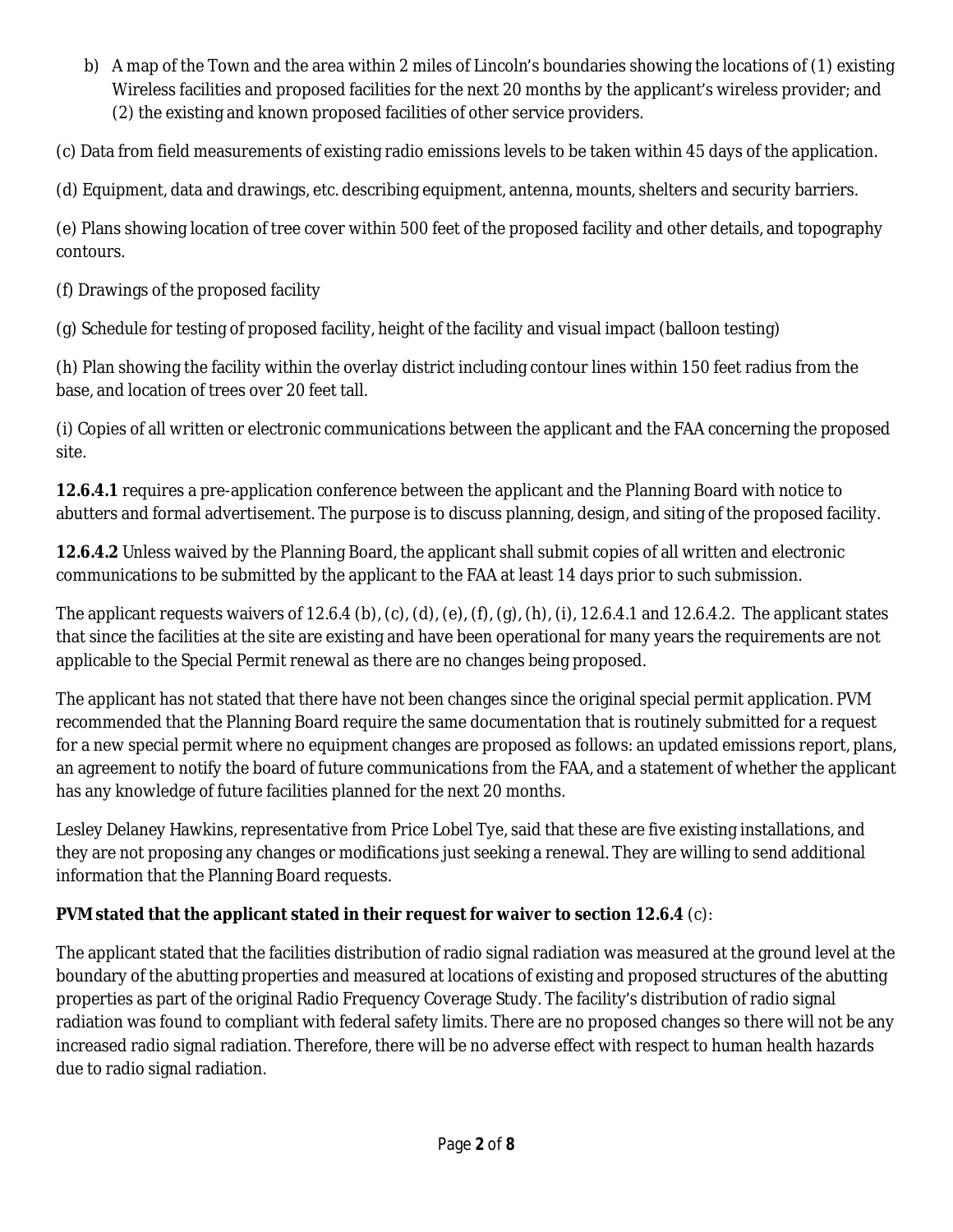b) A map of the Town and the area within 2 miles of Lincoln's boundaries showing the locations of (1) existing Wireless facilities and proposed facilities for the next 20 months by the applicant's wireless provider; and (2) the existing and known proposed facilities of other service providers.

(c) Data from field measurements of existing radio emissions levels to be taken within 45 days of the application.

(d) Equipment, data and drawings, etc. describing equipment, antenna, mounts, shelters and security barriers.

(e) Plans showing location of tree cover within 500 feet of the proposed facility and other details, and topography contours.

(f) Drawings of the proposed facility

(g) Schedule for testing of proposed facility, height of the facility and visual impact (balloon testing)

(h) Plan showing the facility within the overlay district including contour lines within 150 feet radius from the base, and location of trees over 20 feet tall.

(i) Copies of all written or electronic communications between the applicant and the FAA concerning the proposed site.

**12.6.4.1** requires a pre-application conference between the applicant and the Planning Board with notice to abutters and formal advertisement. The purpose is to discuss planning, design, and siting of the proposed facility.

**12.6.4.2** Unless waived by the Planning Board, the applicant shall submit copies of all written and electronic communications to be submitted by the applicant to the FAA at least 14 days prior to such submission.

The applicant requests waivers of 12.6.4 (b), (c), (d), (e), (f), (g), (h), (i), 12.6.4.1 and 12.6.4.2. The applicant states that since the facilities at the site are existing and have been operational for many years the requirements are not applicable to the Special Permit renewal as there are no changes being proposed.

The applicant has not stated that there have not been changes since the original special permit application. PVM recommended that the Planning Board require the same documentation that is routinely submitted for a request for a new special permit where no equipment changes are proposed as follows: an updated emissions report, plans, an agreement to notify the board of future communications from the FAA, and a statement of whether the applicant has any knowledge of future facilities planned for the next 20 months.

Lesley Delaney Hawkins, representative from Price Lobel Tye, said that these are five existing installations, and they are not proposing any changes or modifications just seeking a renewal. They are willing to send additional information that the Planning Board requests.

**PVM stated that the applicant stated in their request for waiver to section 12.6.4** (c):

The applicant stated that the facilities distribution of radio signal radiation was measured at the ground level at the boundary of the abutting properties and measured at locations of existing and proposed structures of the abutting properties as part of the original Radio Frequency Coverage Study. The facility's distribution of radio signal radiation was found to compliant with federal safety limits. There are no proposed changes so there will not be any increased radio signal radiation. Therefore, there will be no adverse effect with respect to human health hazards due to radio signal radiation.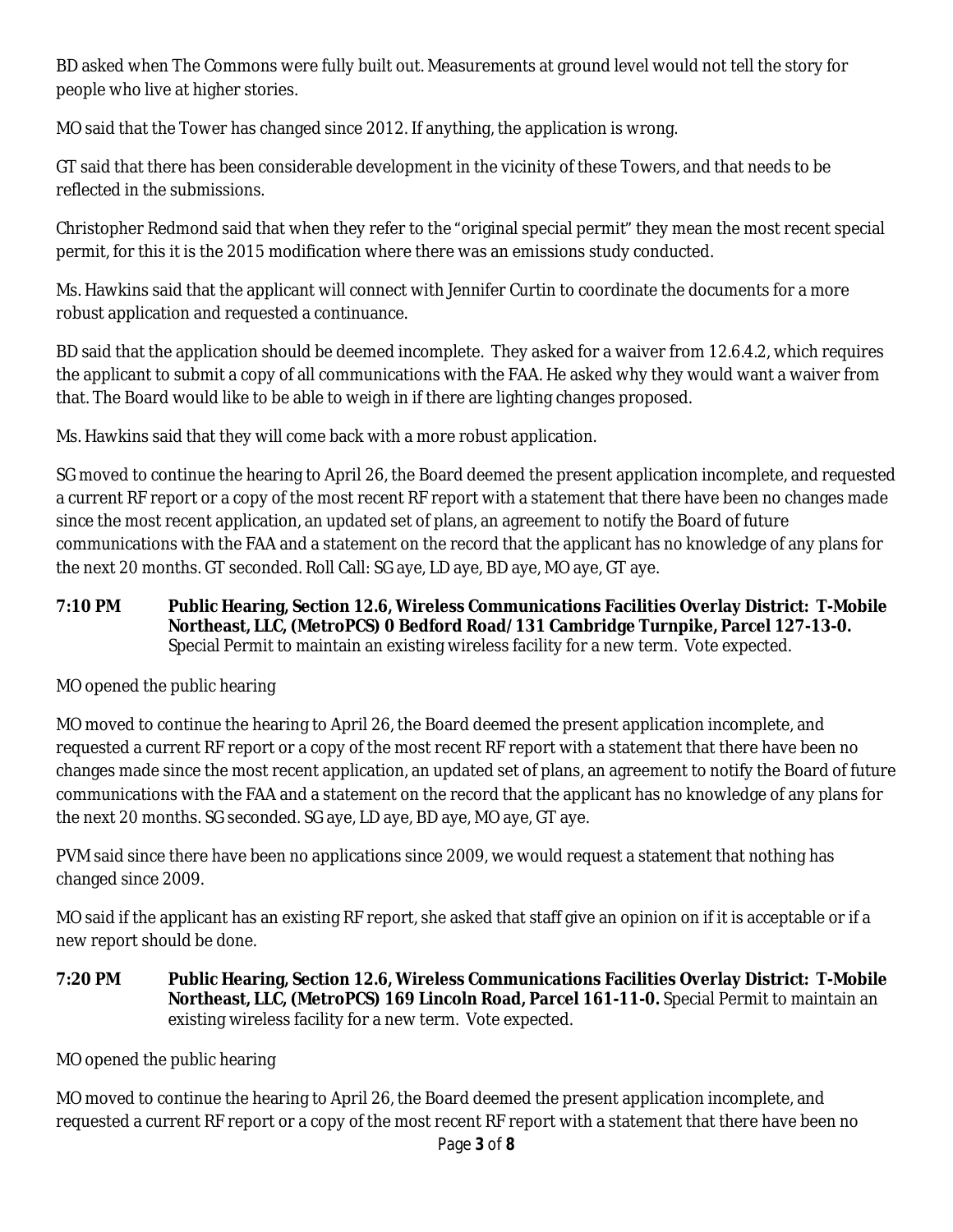BD asked when The Commons were fully built out. Measurements at ground level would not tell the story for people who live at higher stories.

MO said that the Tower has changed since 2012. If anything, the application is wrong.

GT said that there has been considerable development in the vicinity of these Towers, and that needs to be reflected in the submissions.

Christopher Redmond said that when they refer to the "original special permit" they mean the most recent special permit, for this it is the 2015 modification where there was an emissions study conducted.

Ms. Hawkins said that the applicant will connect with Jennifer Curtin to coordinate the documents for a more robust application and requested a continuance.

BD said that the application should be deemed incomplete. They asked for a waiver from 12.6.4.2, which requires the applicant to submit a copy of all communications with the FAA. He asked why they would want a waiver from that. The Board would like to be able to weigh in if there are lighting changes proposed.

Ms. Hawkins said that they will come back with a more robust application.

SG moved to continue the hearing to April 26, the Board deemed the present application incomplete, and requested a current RF report or a copy of the most recent RF report with a statement that there have been no changes made since the most recent application, an updated set of plans, an agreement to notify the Board of future communications with the FAA and a statement on the record that the applicant has no knowledge of any plans for the next 20 months. GT seconded. Roll Call: SG aye, LD aye, BD aye, MO aye, GT aye.

**7:10 PM Public Hearing, Section 12.6, Wireless Communications Facilities Overlay District: T-Mobile Northeast, LLC, (MetroPCS) 0 Bedford Road/131 Cambridge Turnpike, Parcel 127-13-0.** Special Permit to maintain an existing wireless facility for a new term. Vote expected.

MO opened the public hearing

MO moved to continue the hearing to April 26, the Board deemed the present application incomplete, and requested a current RF report or a copy of the most recent RF report with a statement that there have been no changes made since the most recent application, an updated set of plans, an agreement to notify the Board of future communications with the FAA and a statement on the record that the applicant has no knowledge of any plans for the next 20 months. SG seconded. SG aye, LD aye, BD aye, MO aye, GT aye.

PVM said since there have been no applications since 2009, we would request a statement that nothing has changed since 2009.

MO said if the applicant has an existing RF report, she asked that staff give an opinion on if it is acceptable or if a new report should be done.

**7:20 PM Public Hearing, Section 12.6, Wireless Communications Facilities Overlay District: T-Mobile Northeast, LLC, (MetroPCS) 169 Lincoln Road, Parcel 161-11-0.** Special Permit to maintain an existing wireless facility for a new term. Vote expected.

MO opened the public hearing

MO moved to continue the hearing to April 26, the Board deemed the present application incomplete, and requested a current RF report or a copy of the most recent RF report with a statement that there have been no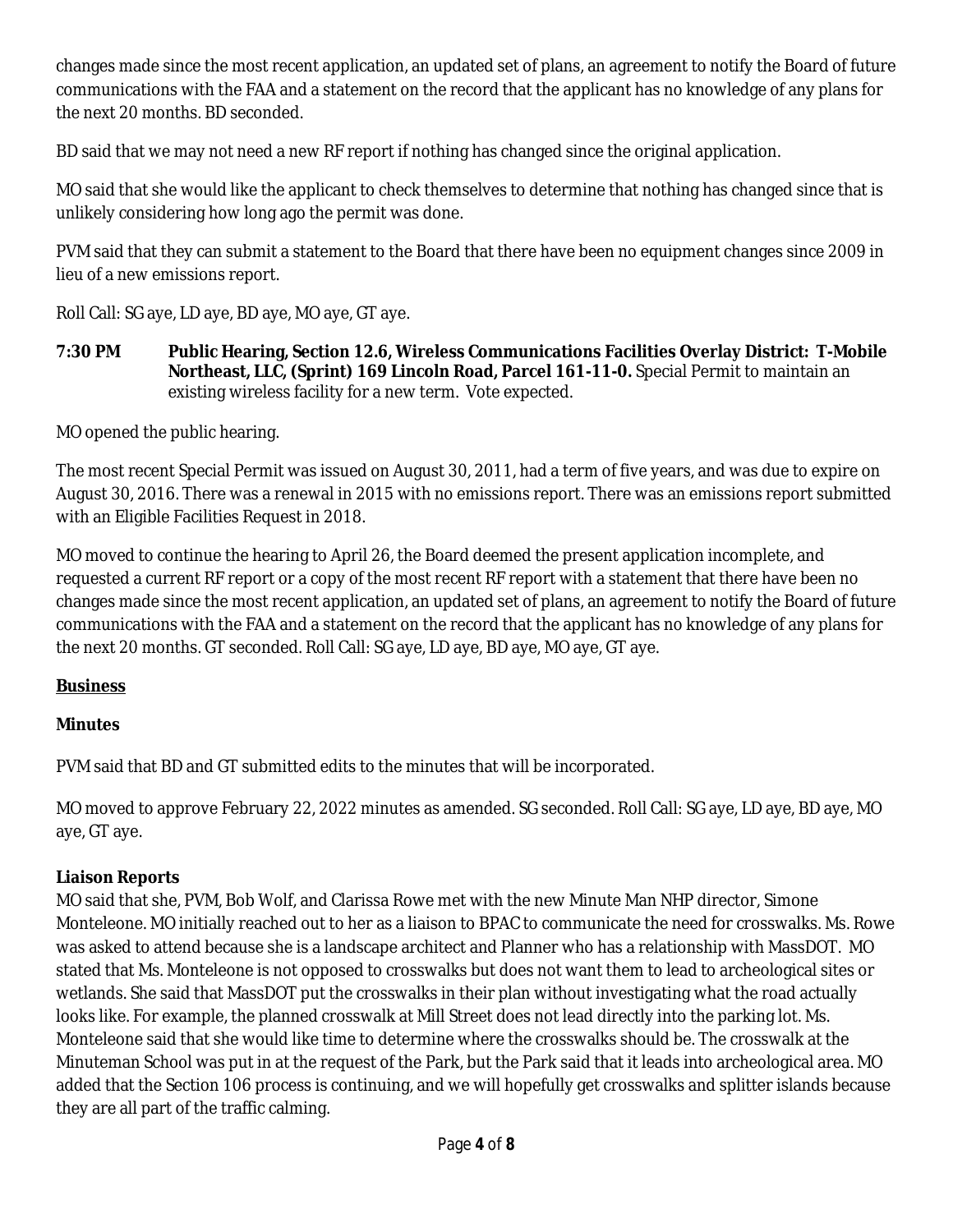changes made since the most recent application, an updated set of plans, an agreement to notify the Board of future communications with the FAA and a statement on the record that the applicant has no knowledge of any plans for the next 20 months. BD seconded.

BD said that we may not need a new RF report if nothing has changed since the original application.

MO said that she would like the applicant to check themselves to determine that nothing has changed since that is unlikely considering how long ago the permit was done.

PVM said that they can submit a statement to the Board that there have been no equipment changes since 2009 in lieu of a new emissions report.

Roll Call: SG aye, LD aye, BD aye, MO aye, GT aye.

**7:30 PM Public Hearing, Section 12.6, Wireless Communications Facilities Overlay District: T-Mobile Northeast, LLC, (Sprint) 169 Lincoln Road, Parcel 161-11-0.** Special Permit to maintain an existing wireless facility for a new term. Vote expected.

MO opened the public hearing.

The most recent Special Permit was issued on August 30, 2011, had a term of five years, and was due to expire on August 30, 2016. There was a renewal in 2015 with no emissions report. There was an emissions report submitted with an Eligible Facilities Request in 2018.

MO moved to continue the hearing to April 26, the Board deemed the present application incomplete, and requested a current RF report or a copy of the most recent RF report with a statement that there have been no changes made since the most recent application, an updated set of plans, an agreement to notify the Board of future communications with the FAA and a statement on the record that the applicant has no knowledge of any plans for the next 20 months. GT seconded. Roll Call: SG aye, LD aye, BD aye, MO aye, GT aye.

## Business

### Minutes

PVM said that BD and GT submitted edits to the minutes that will be incorporated.

MO moved to approve February 22, 2022 minutes as amended. SG seconded. Roll Call: SG aye, LD aye, BD aye, MO aye, GT aye.

### Liaison Reports

MO said that she, PVM, Bob Wolf, and Clarissa Rowe met with the new Minute Man NHP director, Simone Monteleone. MO initially reached out to her as a liaison to BPAC to communicate the need for crosswalks. Ms. Rowe was asked to attend because she is a landscape architect and Planner who has a relationship with MassDOT. MO stated that Ms. Monteleone is not opposed to crosswalks but does not want them to lead to archeological sites or wetlands. She said that MassDOT put the crosswalks in their plan without investigating what the road actually looks like. For example, the planned crosswalk at Mill Street does not lead directly into the parking lot. Ms. Monteleone said that she would like time to determine where the crosswalks should be. The crosswalk at the Minuteman School was put in at the request of the Park, but the Park said that it leads into archeological area. MO added that the Section 106 process is continuing, and we will hopefully get crosswalks and splitter islands because they are all part of the traffic calming.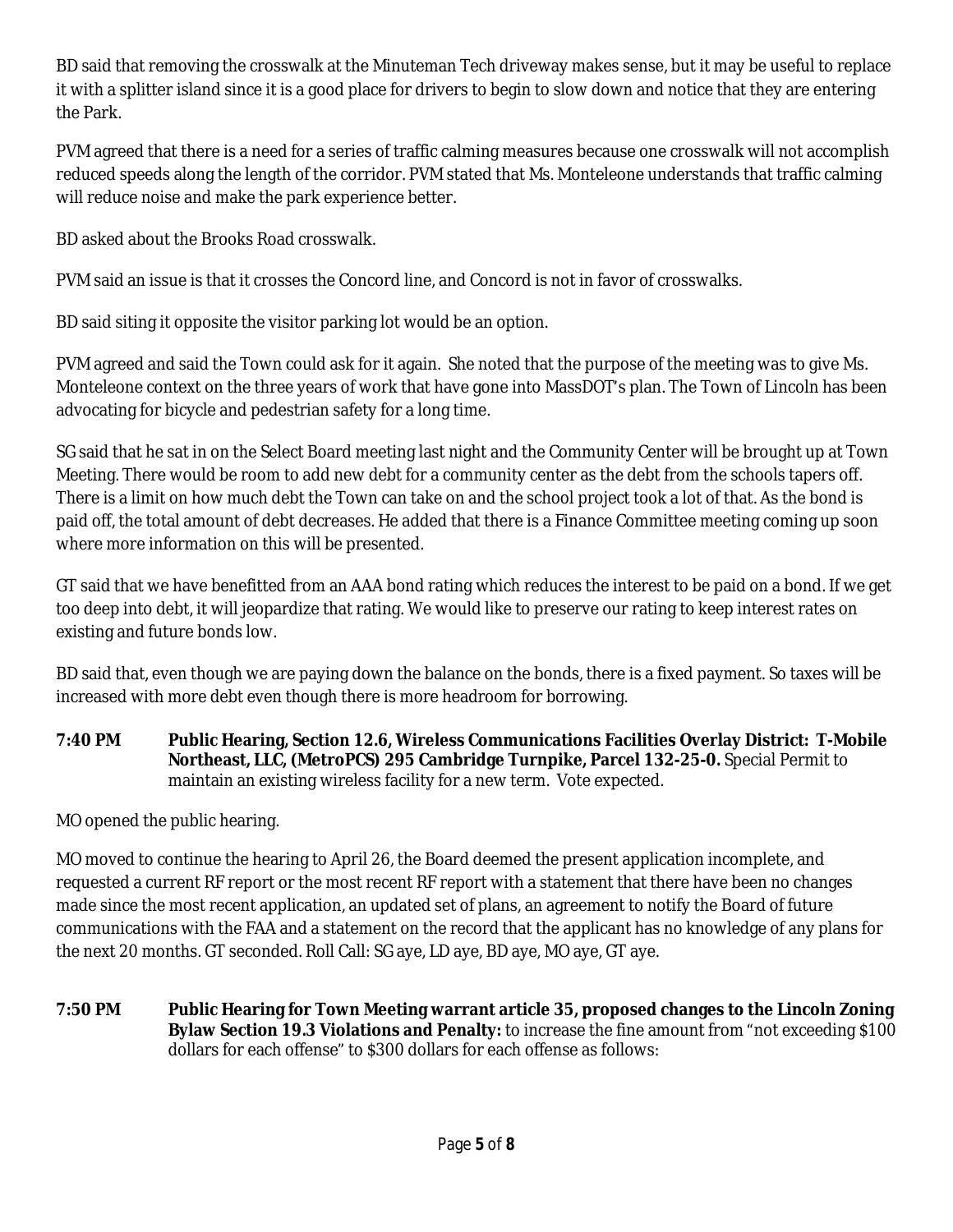BD said that removing the crosswalk at the Minuteman Tech driveway makes sense, but it may be useful to replace it with a splitter island since it is a good place for drivers to begin to slow down and notice that they are entering the Park.

PVM agreed that there is a need for a series of traffic calming measures because one crosswalk will not accomplish reduced speeds along the length of the corridor. PVM stated that Ms. Monteleone understands that traffic calming will reduce noise and make the park experience better.

BD asked about the Brooks Road crosswalk.

PVM said an issue is that it crosses the Concord line, and Concord is not in favor of crosswalks.

BD said siting it opposite the visitor parking lot would be an option.

PVM agreed and said the Town could ask for it again. She noted that the purpose of the meeting was to give Ms. Monteleone context on the three years of work that have gone into MassDOT's plan. The Town of Lincoln has been advocating for bicycle and pedestrian safety for a long time.

SG said that he sat in on the Select Board meeting last night and the Community Center will be brought up at Town Meeting. There would be room to add new debt for a community center as the debt from the schools tapers off. There is a limit on how much debt the Town can take on and the school project took a lot of that. As the bond is paid off, the total amount of debt decreases. He added that there is a Finance Committee meeting coming up soon where more information on this will be presented.

GT said that we have benefitted from an AAA bond rating which reduces the interest to be paid on a bond. If we get too deep into debt, it will jeopardize that rating. We would like to preserve our rating to keep interest rates on existing and future bonds low.

BD said that, even though we are paying down the balance on the bonds, there is a fixed payment. So taxes will be increased with more debt even though there is more headroom for borrowing.

**7:40 PM** **Public Hearing, Section 12.6, Wireless Communications Facilities Overlay District: T-Mobile Northeast, LLC, (MetroPCS) 295 Cambridge Turnpike, Parcel 132-25-0.** Special Permit to maintain an existing wireless facility for a new term. Vote expected.

MO opened the public hearing.

MO moved to continue the hearing to April 26, the Board deemed the present application incomplete, and requested a current RF report or the most recent RF report with a statement that there have been no changes made since the most recent application, an updated set of plans, an agreement to notify the Board of future communications with the FAA and a statement on the record that the applicant has no knowledge of any plans for the next 20 months. GT seconded. Roll Call: SG aye, LD aye, BD aye, MO aye, GT aye.

**7:50 PM** **Public Hearing for Town Meeting warrant article 35, proposed changes to the Lincoln Zoning Bylaw Section 19.3 Violations and Penalty:** to increase the fine amount from "not exceeding $100 dollars for each offense" to $300 dollars for each offense as follows: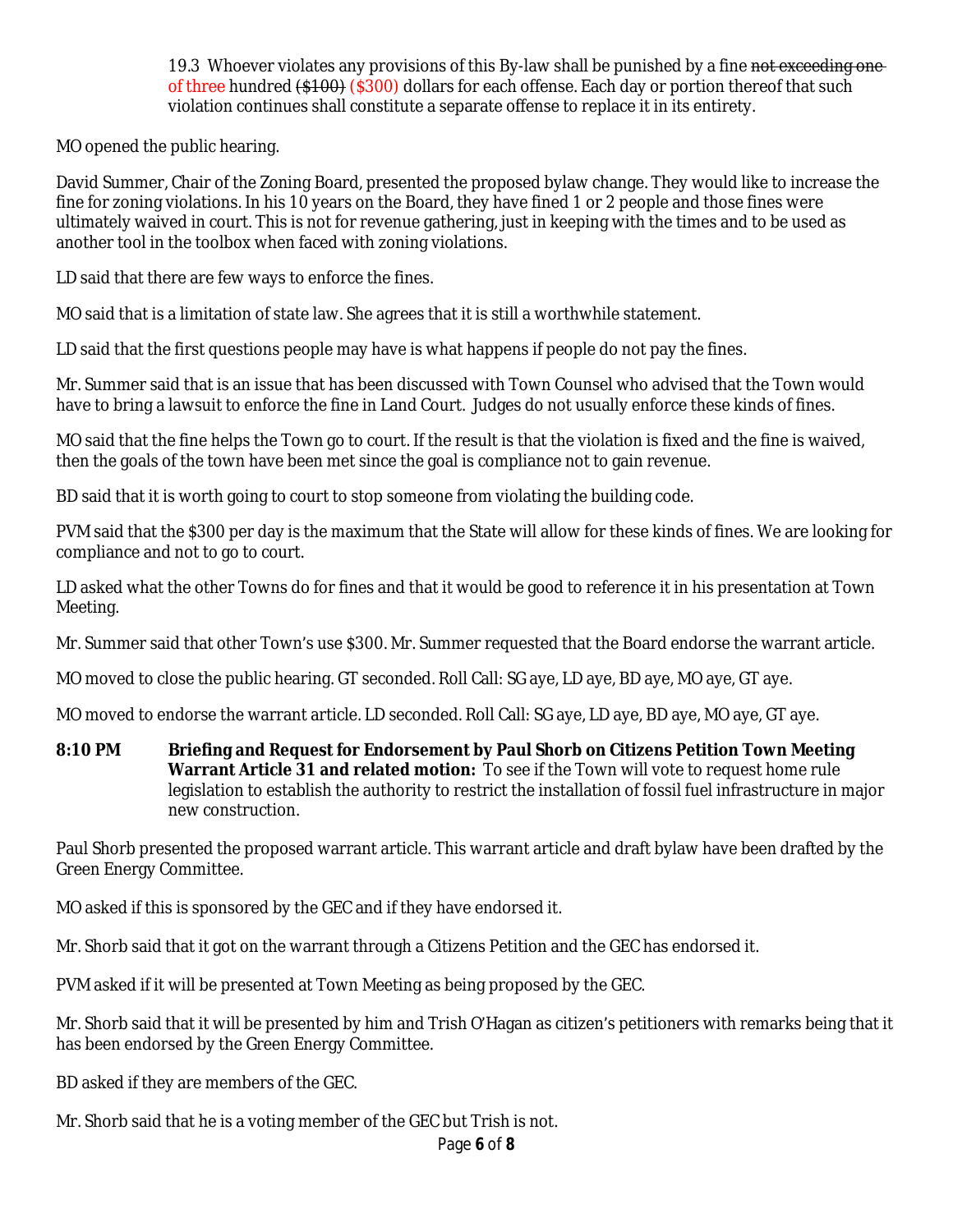19.3 Whoever violates any provisions of this By-law shall be punished by a fine ~~not exceeding one~~ of three hundred ~~($100)~~ ($300) dollars for each offense. Each day or portion thereof that such violation continues shall constitute a separate offense to replace it in its entirety.

MO opened the public hearing.

David Summer, Chair of the Zoning Board, presented the proposed bylaw change. They would like to increase the fine for zoning violations. In his 10 years on the Board, they have fined 1 or 2 people and those fines were ultimately waived in court. This is not for revenue gathering, just in keeping with the times and to be used as another tool in the toolbox when faced with zoning violations.

LD said that there are few ways to enforce the fines.

MO said that is a limitation of state law. She agrees that it is still a worthwhile statement.

LD said that the first questions people may have is what happens if people do not pay the fines.

Mr. Summer said that is an issue that has been discussed with Town Counsel who advised that the Town would have to bring a lawsuit to enforce the fine in Land Court. Judges do not usually enforce these kinds of fines.

MO said that the fine helps the Town go to court. If the result is that the violation is fixed and the fine is waived, then the goals of the town have been met since the goal is compliance not to gain revenue.

BD said that it is worth going to court to stop someone from violating the building code.

PVM said that the $300 per day is the maximum that the State will allow for these kinds of fines. We are looking for compliance and not to go to court.

LD asked what the other Towns do for fines and that it would be good to reference it in his presentation at Town Meeting.

Mr. Summer said that other Town's use $300. Mr. Summer requested that the Board endorse the warrant article.

MO moved to close the public hearing. GT seconded. Roll Call: SG aye, LD aye, BD aye, MO aye, GT aye.

MO moved to endorse the warrant article. LD seconded. Roll Call: SG aye, LD aye, BD aye, MO aye, GT aye.

**8:10 PM** **Briefing and Request for Endorsement by Paul Shorb on Citizens Petition Town Meeting Warrant Article 31 and related motion:** To see if the Town will vote to request home rule legislation to establish the authority to restrict the installation of fossil fuel infrastructure in major new construction.

Paul Shorb presented the proposed warrant article. This warrant article and draft bylaw have been drafted by the Green Energy Committee.

MO asked if this is sponsored by the GEC and if they have endorsed it.

Mr. Shorb said that it got on the warrant through a Citizens Petition and the GEC has endorsed it.

PVM asked if it will be presented at Town Meeting as being proposed by the GEC.

Mr. Shorb said that it will be presented by him and Trish O'Hagan as citizen's petitioners with remarks being that it has been endorsed by the Green Energy Committee.

BD asked if they are members of the GEC.

Mr. Shorb said that he is a voting member of the GEC but Trish is not.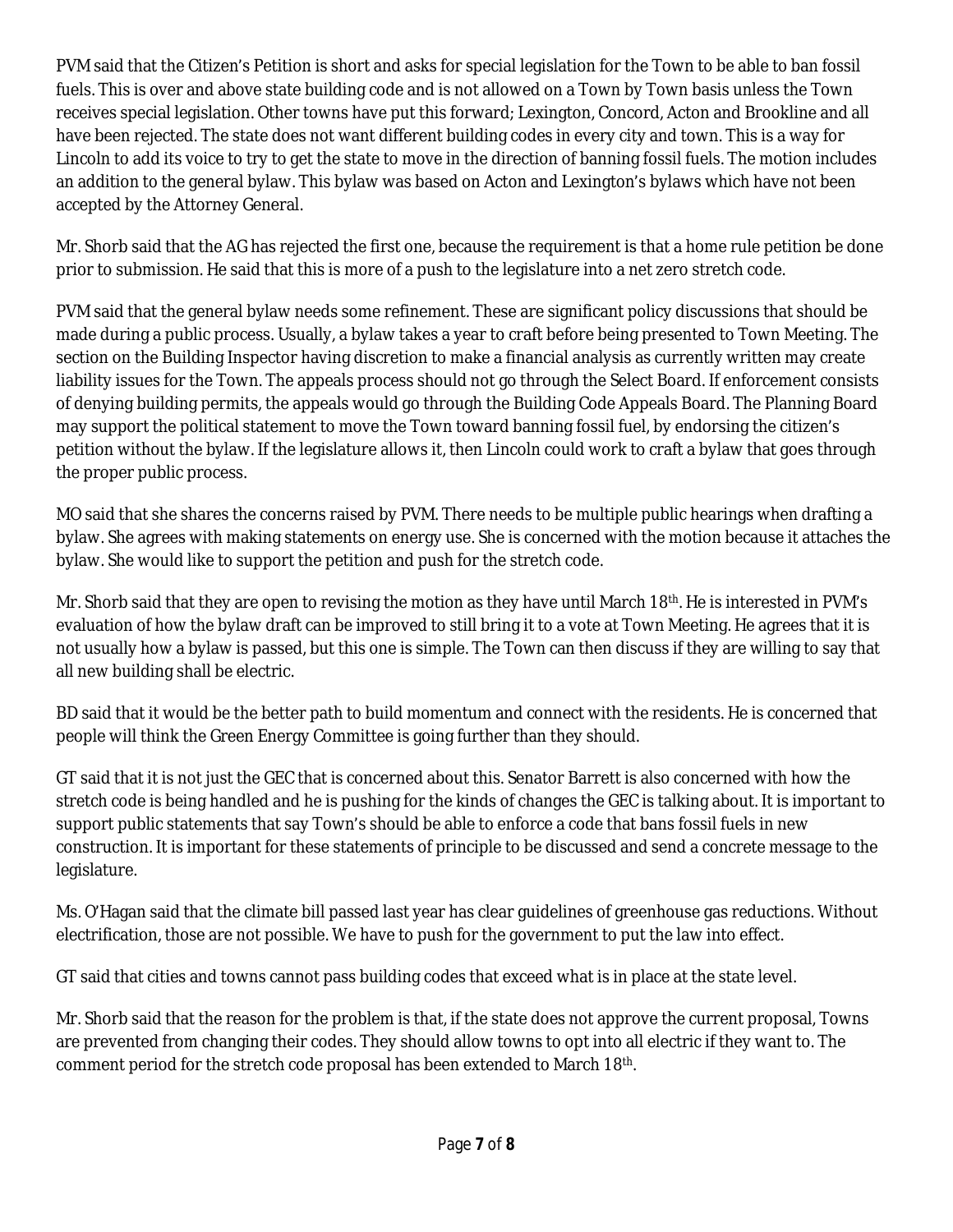PVM said that the Citizen's Petition is short and asks for special legislation for the Town to be able to ban fossil fuels. This is over and above state building code and is not allowed on a Town by Town basis unless the Town receives special legislation. Other towns have put this forward; Lexington, Concord, Acton and Brookline and all have been rejected. The state does not want different building codes in every city and town. This is a way for Lincoln to add its voice to try to get the state to move in the direction of banning fossil fuels. The motion includes an addition to the general bylaw. This bylaw was based on Acton and Lexington's bylaws which have not been accepted by the Attorney General.

Mr. Shorb said that the AG has rejected the first one, because the requirement is that a home rule petition be done prior to submission. He said that this is more of a push to the legislature into a net zero stretch code.

PVM said that the general bylaw needs some refinement. These are significant policy discussions that should be made during a public process. Usually, a bylaw takes a year to craft before being presented to Town Meeting. The section on the Building Inspector having discretion to make a financial analysis as currently written may create liability issues for the Town. The appeals process should not go through the Select Board. If enforcement consists of denying building permits, the appeals would go through the Building Code Appeals Board. The Planning Board may support the political statement to move the Town toward banning fossil fuel, by endorsing the citizen's petition without the bylaw. If the legislature allows it, then Lincoln could work to craft a bylaw that goes through the proper public process.

MO said that she shares the concerns raised by PVM. There needs to be multiple public hearings when drafting a bylaw. She agrees with making statements on energy use. She is concerned with the motion because it attaches the bylaw. She would like to support the petition and push for the stretch code.

Mr. Shorb said that they are open to revising the motion as they have until March 18th. He is interested in PVM's evaluation of how the bylaw draft can be improved to still bring it to a vote at Town Meeting. He agrees that it is not usually how a bylaw is passed, but this one is simple. The Town can then discuss if they are willing to say that all new building shall be electric.

BD said that it would be the better path to build momentum and connect with the residents. He is concerned that people will think the Green Energy Committee is going further than they should.

GT said that it is not just the GEC that is concerned about this. Senator Barrett is also concerned with how the stretch code is being handled and he is pushing for the kinds of changes the GEC is talking about. It is important to support public statements that say Town's should be able to enforce a code that bans fossil fuels in new construction. It is important for these statements of principle to be discussed and send a concrete message to the legislature.

Ms. O'Hagan said that the climate bill passed last year has clear guidelines of greenhouse gas reductions. Without electrification, those are not possible. We have to push for the government to put the law into effect.

GT said that cities and towns cannot pass building codes that exceed what is in place at the state level.

Mr. Shorb said that the reason for the problem is that, if the state does not approve the current proposal, Towns are prevented from changing their codes. They should allow towns to opt into all electric if they want to. The comment period for the stretch code proposal has been extended to March 18th.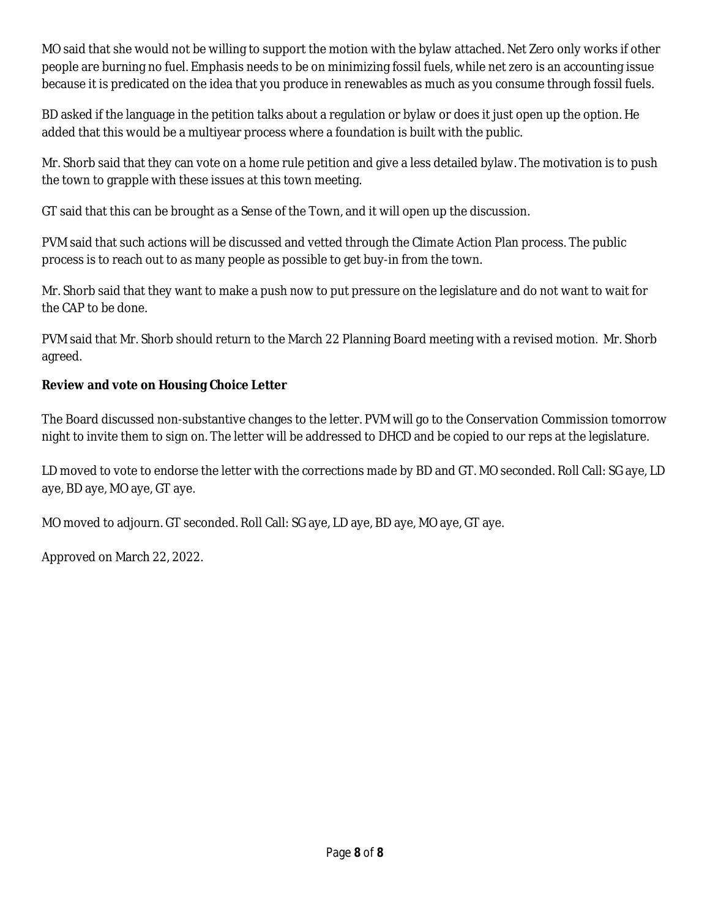MO said that she would not be willing to support the motion with the bylaw attached. Net Zero only works if other people are burning no fuel. Emphasis needs to be on minimizing fossil fuels, while net zero is an accounting issue because it is predicated on the idea that you produce in renewables as much as you consume through fossil fuels.

BD asked if the language in the petition talks about a regulation or bylaw or does it just open up the option. He added that this would be a multiyear process where a foundation is built with the public.

Mr. Shorb said that they can vote on a home rule petition and give a less detailed bylaw. The motivation is to push the town to grapple with these issues at this town meeting.

GT said that this can be brought as a Sense of the Town, and it will open up the discussion.

PVM said that such actions will be discussed and vetted through the Climate Action Plan process. The public process is to reach out to as many people as possible to get buy-in from the town.

Mr. Shorb said that they want to make a push now to put pressure on the legislature and do not want to wait for the CAP to be done.

PVM said that Mr. Shorb should return to the March 22 Planning Board meeting with a revised motion. Mr. Shorb agreed.

**Review and vote on Housing Choice Letter**

The Board discussed non-substantive changes to the letter. PVM will go to the Conservation Commission tomorrow night to invite them to sign on. The letter will be addressed to DHCD and be copied to our reps at the legislature.

LD moved to vote to endorse the letter with the corrections made by BD and GT. MO seconded. Roll Call: SG aye, LD aye, BD aye, MO aye, GT aye.

MO moved to adjourn. GT seconded. Roll Call: SG aye, LD aye, BD aye, MO aye, GT aye.

Approved on March 22, 2022.